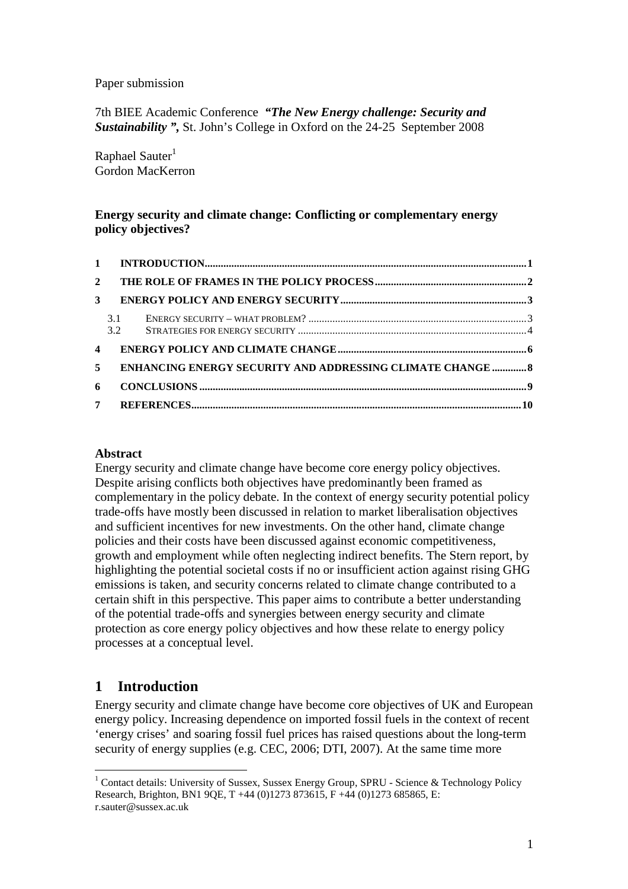Paper submission

7th BIEE Academic Conference ***"The New Energy challenge: Security and Sustainability ",*** St. John's College in Oxford on the 24-25 September 2008

Raphael Sauter[1]
Gordon MacKerron

**Energy security and climate change: Conflicting or complementary energy policy objectives?**

| | | |
|---|---|---|
| **1** | **INTRODUCTION** | **1** |
| **2** | **THE ROLE OF FRAMES IN THE POLICY PROCESS** | **2** |
| **3** | **ENERGY POLICY AND ENERGY SECURITY** | **3** |
| 3.1 | ENERGY SECURITY – WHAT PROBLEM? | 3 |
| 3.2 | STRATEGIES FOR ENERGY SECURITY | 4 |
| **4** | **ENERGY POLICY AND CLIMATE CHANGE** | **6** |
| **5** | **ENHANCING ENERGY SECURITY AND ADDRESSING CLIMATE CHANGE** | **8** |
| **6** | **CONCLUSIONS** | **9** |
| **7** | **REFERENCES** | **10** |

**Abstract**

Energy security and climate change have become core energy policy objectives. Despite arising conflicts both objectives have predominantly been framed as complementary in the policy debate. In the context of energy security potential policy trade-offs have mostly been discussed in relation to market liberalisation objectives and sufficient incentives for new investments. On the other hand, climate change policies and their costs have been discussed against economic competitiveness, growth and employment while often neglecting indirect benefits. The Stern report, by highlighting the potential societal costs if no or insufficient action against rising GHG emissions is taken, and security concerns related to climate change contributed to a certain shift in this perspective. This paper aims to contribute a better understanding of the potential trade-offs and synergies between energy security and climate protection as core energy policy objectives and how these relate to energy policy processes at a conceptual level.

# 1 Introduction

Energy security and climate change have become core objectives of UK and European energy policy. Increasing dependence on imported fossil fuels in the context of recent 'energy crises' and soaring fossil fuel prices has raised questions about the long-term security of energy supplies (e.g. CEC, 2006; DTI, 2007). At the same time more

[1] Contact details: University of Sussex, Sussex Energy Group, SPRU - Science & Technology Policy Research, Brighton, BN1 9QE, T +44 (0)1273 873615, F +44 (0)1273 685865, E: r.sauter@sussex.ac.uk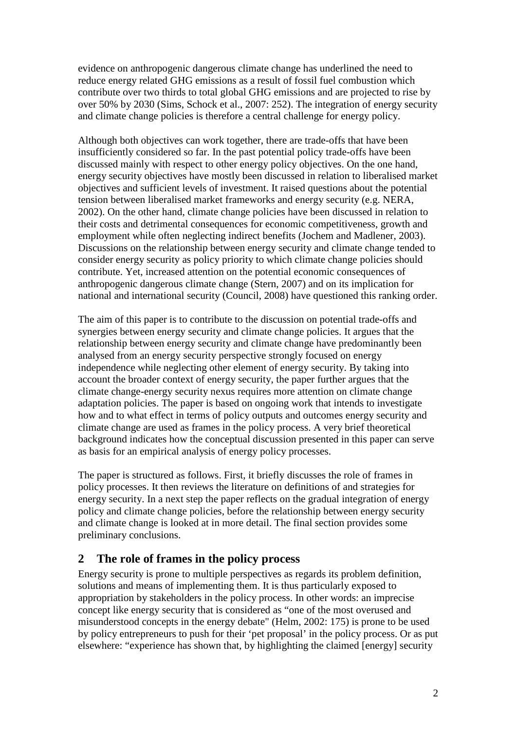evidence on anthropogenic dangerous climate change has underlined the need to reduce energy related GHG emissions as a result of fossil fuel combustion which contribute over two thirds to total global GHG emissions and are projected to rise by over 50% by 2030 (Sims, Schock et al., 2007: 252). The integration of energy security and climate change policies is therefore a central challenge for energy policy.

Although both objectives can work together, there are trade-offs that have been insufficiently considered so far. In the past potential policy trade-offs have been discussed mainly with respect to other energy policy objectives. On the one hand, energy security objectives have mostly been discussed in relation to liberalised market objectives and sufficient levels of investment. It raised questions about the potential tension between liberalised market frameworks and energy security (e.g. NERA, 2002). On the other hand, climate change policies have been discussed in relation to their costs and detrimental consequences for economic competitiveness, growth and employment while often neglecting indirect benefits (Jochem and Madlener, 2003). Discussions on the relationship between energy security and climate change tended to consider energy security as policy priority to which climate change policies should contribute. Yet, increased attention on the potential economic consequences of anthropogenic dangerous climate change (Stern, 2007) and on its implication for national and international security (Council, 2008) have questioned this ranking order.

The aim of this paper is to contribute to the discussion on potential trade-offs and synergies between energy security and climate change policies. It argues that the relationship between energy security and climate change have predominantly been analysed from an energy security perspective strongly focused on energy independence while neglecting other element of energy security. By taking into account the broader context of energy security, the paper further argues that the climate change-energy security nexus requires more attention on climate change adaptation policies. The paper is based on ongoing work that intends to investigate how and to what effect in terms of policy outputs and outcomes energy security and climate change are used as frames in the policy process. A very brief theoretical background indicates how the conceptual discussion presented in this paper can serve as basis for an empirical analysis of energy policy processes.

The paper is structured as follows. First, it briefly discusses the role of frames in policy processes. It then reviews the literature on definitions of and strategies for energy security. In a next step the paper reflects on the gradual integration of energy policy and climate change policies, before the relationship between energy security and climate change is looked at in more detail. The final section provides some preliminary conclusions.

## 2 The role of frames in the policy process

Energy security is prone to multiple perspectives as regards its problem definition, solutions and means of implementing them. It is thus particularly exposed to appropriation by stakeholders in the policy process. In other words: an imprecise concept like energy security that is considered as "one of the most overused and misunderstood concepts in the energy debate" (Helm, 2002: 175) is prone to be used by policy entrepreneurs to push for their 'pet proposal' in the policy process. Or as put elsewhere: "experience has shown that, by highlighting the claimed [energy] security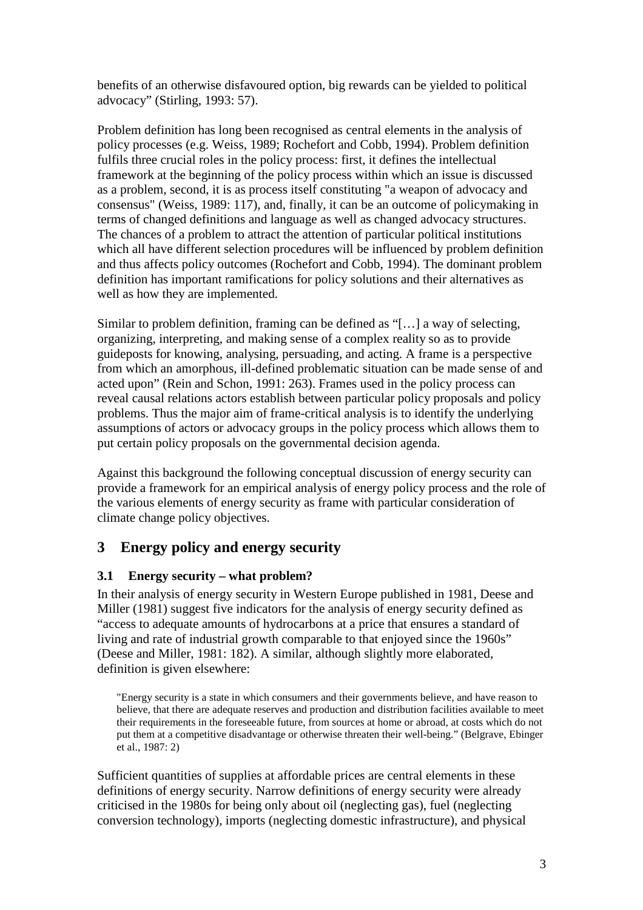benefits of an otherwise disfavoured option, big rewards can be yielded to political advocacy" (Stirling, 1993: 57).

Problem definition has long been recognised as central elements in the analysis of policy processes (e.g. Weiss, 1989; Rochefort and Cobb, 1994). Problem definition fulfils three crucial roles in the policy process: first, it defines the intellectual framework at the beginning of the policy process within which an issue is discussed as a problem, second, it is as process itself constituting "a weapon of advocacy and consensus" (Weiss, 1989: 117), and, finally, it can be an outcome of policymaking in terms of changed definitions and language as well as changed advocacy structures. The chances of a problem to attract the attention of particular political institutions which all have different selection procedures will be influenced by problem definition and thus affects policy outcomes (Rochefort and Cobb, 1994). The dominant problem definition has important ramifications for policy solutions and their alternatives as well as how they are implemented.

Similar to problem definition, framing can be defined as "[…] a way of selecting, organizing, interpreting, and making sense of a complex reality so as to provide guideposts for knowing, analysing, persuading, and acting. A frame is a perspective from which an amorphous, ill-defined problematic situation can be made sense of and acted upon" (Rein and Schon, 1991: 263). Frames used in the policy process can reveal causal relations actors establish between particular policy proposals and policy problems. Thus the major aim of frame-critical analysis is to identify the underlying assumptions of actors or advocacy groups in the policy process which allows them to put certain policy proposals on the governmental decision agenda.

Against this background the following conceptual discussion of energy security can provide a framework for an empirical analysis of energy policy process and the role of the various elements of energy security as frame with particular consideration of climate change policy objectives.

## 3 Energy policy and energy security

### 3.1 Energy security – what problem?

In their analysis of energy security in Western Europe published in 1981, Deese and Miller (1981) suggest five indicators for the analysis of energy security defined as "access to adequate amounts of hydrocarbons at a price that ensures a standard of living and rate of industrial growth comparable to that enjoyed since the 1960s" (Deese and Miller, 1981: 182). A similar, although slightly more elaborated, definition is given elsewhere:

> "Energy security is a state in which consumers and their governments believe, and have reason to believe, that there are adequate reserves and production and distribution facilities available to meet their requirements in the foreseeable future, from sources at home or abroad, at costs which do not put them at a competitive disadvantage or otherwise threaten their well-being." (Belgrave, Ebinger et al., 1987: 2)

Sufficient quantities of supplies at affordable prices are central elements in these definitions of energy security. Narrow definitions of energy security were already criticised in the 1980s for being only about oil (neglecting gas), fuel (neglecting conversion technology), imports (neglecting domestic infrastructure), and physical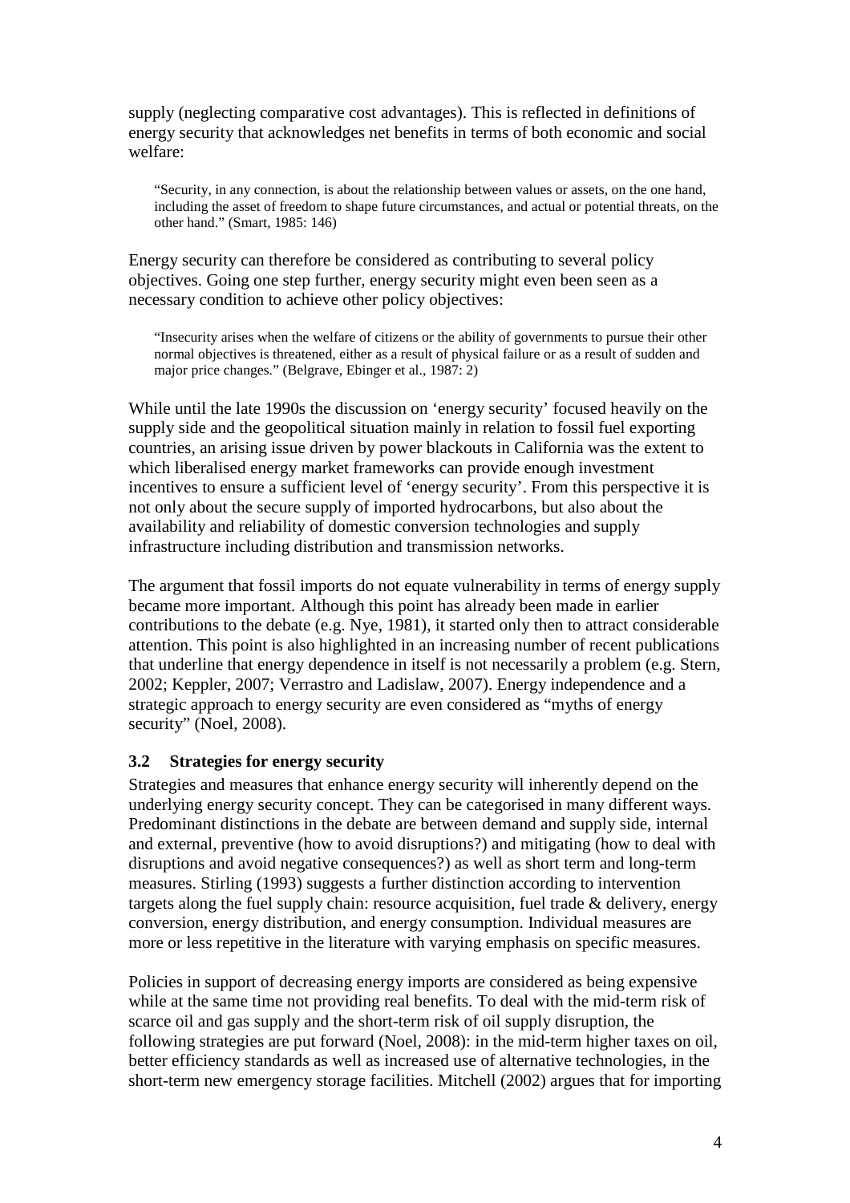supply (neglecting comparative cost advantages). This is reflected in definitions of energy security that acknowledges net benefits in terms of both economic and social welfare:

> "Security, in any connection, is about the relationship between values or assets, on the one hand, including the asset of freedom to shape future circumstances, and actual or potential threats, on the other hand." (Smart, 1985: 146)

Energy security can therefore be considered as contributing to several policy objectives. Going one step further, energy security might even been seen as a necessary condition to achieve other policy objectives:

> "Insecurity arises when the welfare of citizens or the ability of governments to pursue their other normal objectives is threatened, either as a result of physical failure or as a result of sudden and major price changes." (Belgrave, Ebinger et al., 1987: 2)

While until the late 1990s the discussion on 'energy security' focused heavily on the supply side and the geopolitical situation mainly in relation to fossil fuel exporting countries, an arising issue driven by power blackouts in California was the extent to which liberalised energy market frameworks can provide enough investment incentives to ensure a sufficient level of 'energy security'. From this perspective it is not only about the secure supply of imported hydrocarbons, but also about the availability and reliability of domestic conversion technologies and supply infrastructure including distribution and transmission networks.

The argument that fossil imports do not equate vulnerability in terms of energy supply became more important. Although this point has already been made in earlier contributions to the debate (e.g. Nye, 1981), it started only then to attract considerable attention. This point is also highlighted in an increasing number of recent publications that underline that energy dependence in itself is not necessarily a problem (e.g. Stern, 2002; Keppler, 2007; Verrastro and Ladislaw, 2007). Energy independence and a strategic approach to energy security are even considered as "myths of energy security" (Noel, 2008).

### 3.2 Strategies for energy security

Strategies and measures that enhance energy security will inherently depend on the underlying energy security concept. They can be categorised in many different ways. Predominant distinctions in the debate are between demand and supply side, internal and external, preventive (how to avoid disruptions?) and mitigating (how to deal with disruptions and avoid negative consequences?) as well as short term and long-term measures. Stirling (1993) suggests a further distinction according to intervention targets along the fuel supply chain: resource acquisition, fuel trade & delivery, energy conversion, energy distribution, and energy consumption. Individual measures are more or less repetitive in the literature with varying emphasis on specific measures.

Policies in support of decreasing energy imports are considered as being expensive while at the same time not providing real benefits. To deal with the mid-term risk of scarce oil and gas supply and the short-term risk of oil supply disruption, the following strategies are put forward (Noel, 2008): in the mid-term higher taxes on oil, better efficiency standards as well as increased use of alternative technologies, in the short-term new emergency storage facilities. Mitchell (2002) argues that for importing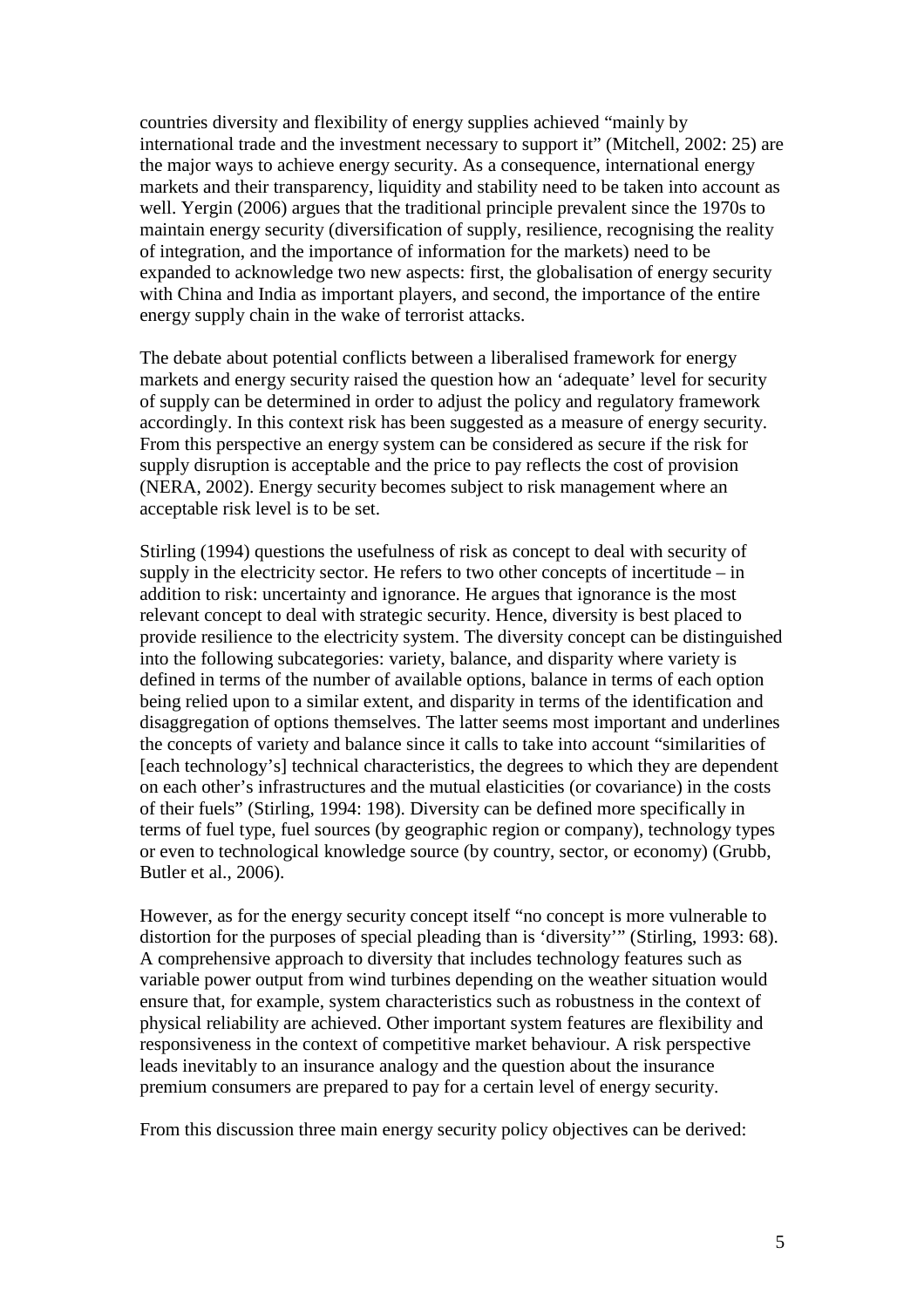countries diversity and flexibility of energy supplies achieved "mainly by international trade and the investment necessary to support it" (Mitchell, 2002: 25) are the major ways to achieve energy security. As a consequence, international energy markets and their transparency, liquidity and stability need to be taken into account as well. Yergin (2006) argues that the traditional principle prevalent since the 1970s to maintain energy security (diversification of supply, resilience, recognising the reality of integration, and the importance of information for the markets) need to be expanded to acknowledge two new aspects: first, the globalisation of energy security with China and India as important players, and second, the importance of the entire energy supply chain in the wake of terrorist attacks.

The debate about potential conflicts between a liberalised framework for energy markets and energy security raised the question how an 'adequate' level for security of supply can be determined in order to adjust the policy and regulatory framework accordingly. In this context risk has been suggested as a measure of energy security. From this perspective an energy system can be considered as secure if the risk for supply disruption is acceptable and the price to pay reflects the cost of provision (NERA, 2002). Energy security becomes subject to risk management where an acceptable risk level is to be set.

Stirling (1994) questions the usefulness of risk as concept to deal with security of supply in the electricity sector. He refers to two other concepts of incertitude – in addition to risk: uncertainty and ignorance. He argues that ignorance is the most relevant concept to deal with strategic security. Hence, diversity is best placed to provide resilience to the electricity system. The diversity concept can be distinguished into the following subcategories: variety, balance, and disparity where variety is defined in terms of the number of available options, balance in terms of each option being relied upon to a similar extent, and disparity in terms of the identification and disaggregation of options themselves. The latter seems most important and underlines the concepts of variety and balance since it calls to take into account "similarities of [each technology's] technical characteristics, the degrees to which they are dependent on each other's infrastructures and the mutual elasticities (or covariance) in the costs of their fuels" (Stirling, 1994: 198). Diversity can be defined more specifically in terms of fuel type, fuel sources (by geographic region or company), technology types or even to technological knowledge source (by country, sector, or economy) (Grubb, Butler et al., 2006).

However, as for the energy security concept itself "no concept is more vulnerable to distortion for the purposes of special pleading than is 'diversity'" (Stirling, 1993: 68). A comprehensive approach to diversity that includes technology features such as variable power output from wind turbines depending on the weather situation would ensure that, for example, system characteristics such as robustness in the context of physical reliability are achieved. Other important system features are flexibility and responsiveness in the context of competitive market behaviour. A risk perspective leads inevitably to an insurance analogy and the question about the insurance premium consumers are prepared to pay for a certain level of energy security.

From this discussion three main energy security policy objectives can be derived: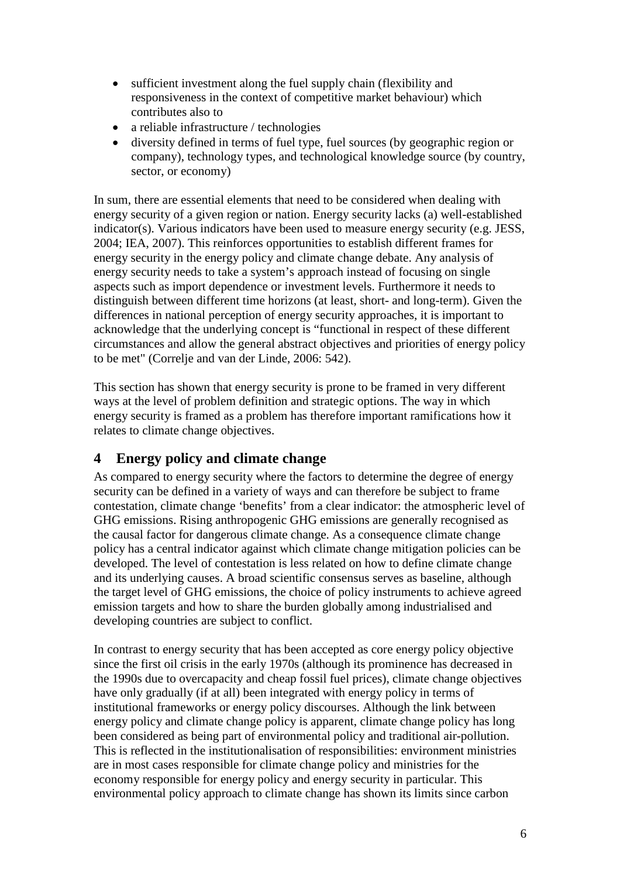- sufficient investment along the fuel supply chain (flexibility and responsiveness in the context of competitive market behaviour) which contributes also to
- a reliable infrastructure / technologies
- diversity defined in terms of fuel type, fuel sources (by geographic region or company), technology types, and technological knowledge source (by country, sector, or economy)

In sum, there are essential elements that need to be considered when dealing with energy security of a given region or nation. Energy security lacks (a) well-established indicator(s). Various indicators have been used to measure energy security (e.g. JESS, 2004; IEA, 2007). This reinforces opportunities to establish different frames for energy security in the energy policy and climate change debate. Any analysis of energy security needs to take a system's approach instead of focusing on single aspects such as import dependence or investment levels. Furthermore it needs to distinguish between different time horizons (at least, short- and long-term). Given the differences in national perception of energy security approaches, it is important to acknowledge that the underlying concept is "functional in respect of these different circumstances and allow the general abstract objectives and priorities of energy policy to be met" (Correlje and van der Linde, 2006: 542).

This section has shown that energy security is prone to be framed in very different ways at the level of problem definition and strategic options. The way in which energy security is framed as a problem has therefore important ramifications how it relates to climate change objectives.

## 4 Energy policy and climate change

As compared to energy security where the factors to determine the degree of energy security can be defined in a variety of ways and can therefore be subject to frame contestation, climate change 'benefits' from a clear indicator: the atmospheric level of GHG emissions. Rising anthropogenic GHG emissions are generally recognised as the causal factor for dangerous climate change. As a consequence climate change policy has a central indicator against which climate change mitigation policies can be developed. The level of contestation is less related on how to define climate change and its underlying causes. A broad scientific consensus serves as baseline, although the target level of GHG emissions, the choice of policy instruments to achieve agreed emission targets and how to share the burden globally among industrialised and developing countries are subject to conflict.

In contrast to energy security that has been accepted as core energy policy objective since the first oil crisis in the early 1970s (although its prominence has decreased in the 1990s due to overcapacity and cheap fossil fuel prices), climate change objectives have only gradually (if at all) been integrated with energy policy in terms of institutional frameworks or energy policy discourses. Although the link between energy policy and climate change policy is apparent, climate change policy has long been considered as being part of environmental policy and traditional air-pollution. This is reflected in the institutionalisation of responsibilities: environment ministries are in most cases responsible for climate change policy and ministries for the economy responsible for energy policy and energy security in particular. This environmental policy approach to climate change has shown its limits since carbon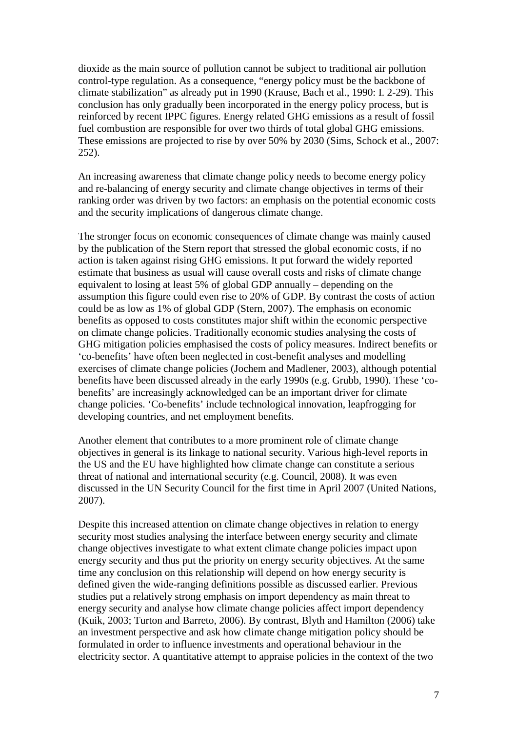dioxide as the main source of pollution cannot be subject to traditional air pollution control-type regulation. As a consequence, "energy policy must be the backbone of climate stabilization" as already put in 1990 (Krause, Bach et al., 1990: I. 2-29). This conclusion has only gradually been incorporated in the energy policy process, but is reinforced by recent IPPC figures. Energy related GHG emissions as a result of fossil fuel combustion are responsible for over two thirds of total global GHG emissions. These emissions are projected to rise by over 50% by 2030 (Sims, Schock et al., 2007: 252).

An increasing awareness that climate change policy needs to become energy policy and re-balancing of energy security and climate change objectives in terms of their ranking order was driven by two factors: an emphasis on the potential economic costs and the security implications of dangerous climate change.

The stronger focus on economic consequences of climate change was mainly caused by the publication of the Stern report that stressed the global economic costs, if no action is taken against rising GHG emissions. It put forward the widely reported estimate that business as usual will cause overall costs and risks of climate change equivalent to losing at least 5% of global GDP annually – depending on the assumption this figure could even rise to 20% of GDP. By contrast the costs of action could be as low as 1% of global GDP (Stern, 2007). The emphasis on economic benefits as opposed to costs constitutes major shift within the economic perspective on climate change policies. Traditionally economic studies analysing the costs of GHG mitigation policies emphasised the costs of policy measures. Indirect benefits or 'co-benefits' have often been neglected in cost-benefit analyses and modelling exercises of climate change policies (Jochem and Madlener, 2003), although potential benefits have been discussed already in the early 1990s (e.g. Grubb, 1990). These 'co-benefits' are increasingly acknowledged can be an important driver for climate change policies. 'Co-benefits' include technological innovation, leapfrogging for developing countries, and net employment benefits.

Another element that contributes to a more prominent role of climate change objectives in general is its linkage to national security. Various high-level reports in the US and the EU have highlighted how climate change can constitute a serious threat of national and international security (e.g. Council, 2008). It was even discussed in the UN Security Council for the first time in April 2007 (United Nations, 2007).

Despite this increased attention on climate change objectives in relation to energy security most studies analysing the interface between energy security and climate change objectives investigate to what extent climate change policies impact upon energy security and thus put the priority on energy security objectives. At the same time any conclusion on this relationship will depend on how energy security is defined given the wide-ranging definitions possible as discussed earlier. Previous studies put a relatively strong emphasis on import dependency as main threat to energy security and analyse how climate change policies affect import dependency (Kuik, 2003; Turton and Barreto, 2006). By contrast, Blyth and Hamilton (2006) take an investment perspective and ask how climate change mitigation policy should be formulated in order to influence investments and operational behaviour in the electricity sector. A quantitative attempt to appraise policies in the context of the two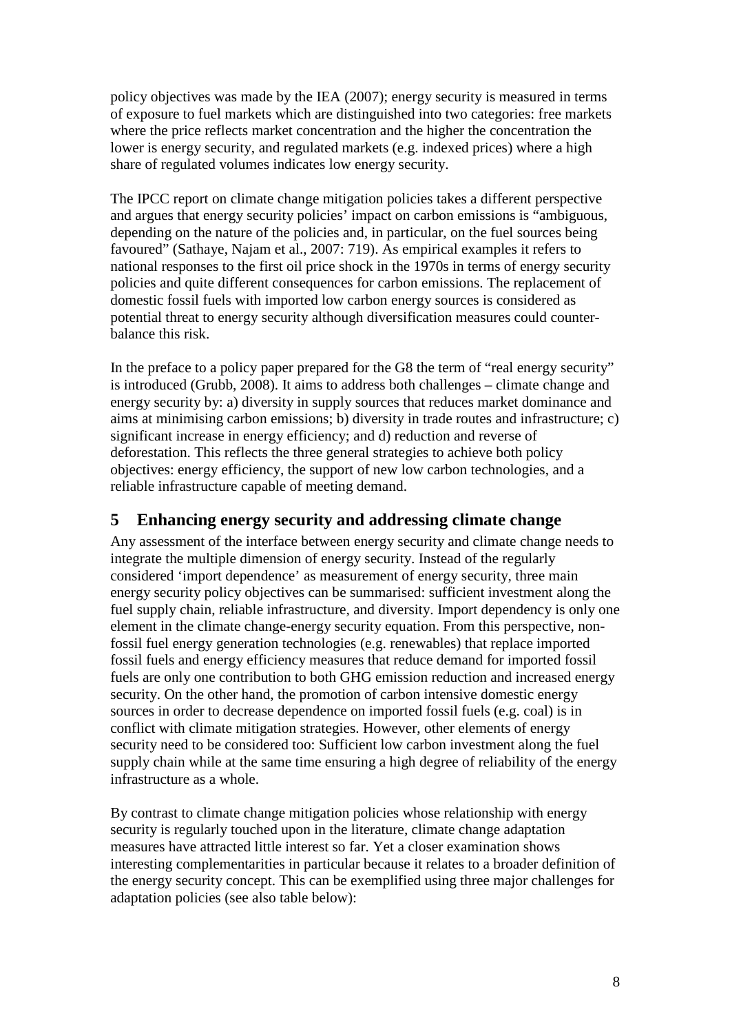policy objectives was made by the IEA (2007); energy security is measured in terms of exposure to fuel markets which are distinguished into two categories: free markets where the price reflects market concentration and the higher the concentration the lower is energy security, and regulated markets (e.g. indexed prices) where a high share of regulated volumes indicates low energy security.

The IPCC report on climate change mitigation policies takes a different perspective and argues that energy security policies' impact on carbon emissions is "ambiguous, depending on the nature of the policies and, in particular, on the fuel sources being favoured" (Sathaye, Najam et al., 2007: 719). As empirical examples it refers to national responses to the first oil price shock in the 1970s in terms of energy security policies and quite different consequences for carbon emissions. The replacement of domestic fossil fuels with imported low carbon energy sources is considered as potential threat to energy security although diversification measures could counter-balance this risk.

In the preface to a policy paper prepared for the G8 the term of "real energy security" is introduced (Grubb, 2008). It aims to address both challenges – climate change and energy security by: a) diversity in supply sources that reduces market dominance and aims at minimising carbon emissions; b) diversity in trade routes and infrastructure; c) significant increase in energy efficiency; and d) reduction and reverse of deforestation. This reflects the three general strategies to achieve both policy objectives: energy efficiency, the support of new low carbon technologies, and a reliable infrastructure capable of meeting demand.

# 5 Enhancing energy security and addressing climate change

Any assessment of the interface between energy security and climate change needs to integrate the multiple dimension of energy security. Instead of the regularly considered 'import dependence' as measurement of energy security, three main energy security policy objectives can be summarised: sufficient investment along the fuel supply chain, reliable infrastructure, and diversity. Import dependency is only one element in the climate change-energy security equation. From this perspective, non-fossil fuel energy generation technologies (e.g. renewables) that replace imported fossil fuels and energy efficiency measures that reduce demand for imported fossil fuels are only one contribution to both GHG emission reduction and increased energy security. On the other hand, the promotion of carbon intensive domestic energy sources in order to decrease dependence on imported fossil fuels (e.g. coal) is in conflict with climate mitigation strategies. However, other elements of energy security need to be considered too: Sufficient low carbon investment along the fuel supply chain while at the same time ensuring a high degree of reliability of the energy infrastructure as a whole.

By contrast to climate change mitigation policies whose relationship with energy security is regularly touched upon in the literature, climate change adaptation measures have attracted little interest so far. Yet a closer examination shows interesting complementarities in particular because it relates to a broader definition of the energy security concept. This can be exemplified using three major challenges for adaptation policies (see also table below):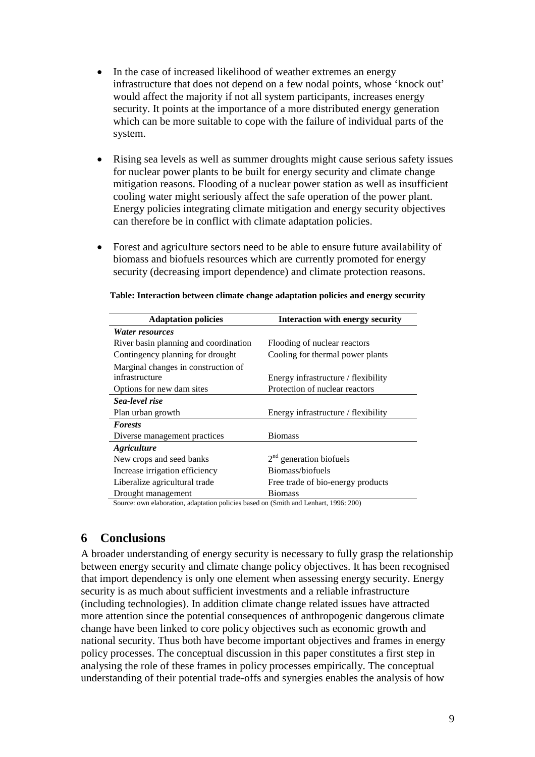- In the case of increased likelihood of weather extremes an energy infrastructure that does not depend on a few nodal points, whose 'knock out' would affect the majority if not all system participants, increases energy security. It points at the importance of a more distributed energy generation which can be more suitable to cope with the failure of individual parts of the system.

- Rising sea levels as well as summer droughts might cause serious safety issues for nuclear power plants to be built for energy security and climate change mitigation reasons. Flooding of a nuclear power station as well as insufficient cooling water might seriously affect the safe operation of the power plant. Energy policies integrating climate mitigation and energy security objectives can therefore be in conflict with climate adaptation policies.

- Forest and agriculture sectors need to be able to ensure future availability of biomass and biofuels resources which are currently promoted for energy security (decreasing import dependence) and climate protection reasons.

**Table: Interaction between climate change adaptation policies and energy security**

| Adaptation policies | Interaction with energy security |
|---|---|
| ***Water resources*** | |
| River basin planning and coordination | Flooding of nuclear reactors |
| Contingency planning for drought | Cooling for thermal power plants |
| Marginal changes in construction of infrastructure | Energy infrastructure / flexibility |
| Options for new dam sites | Protection of nuclear reactors |
| ***Sea-level rise*** | |
| Plan urban growth | Energy infrastructure / flexibility |
| ***Forests*** | |
| Diverse management practices | Biomass |
| ***Agriculture*** | |
| New crops and seed banks | 2nd generation biofuels |
| Increase irrigation efficiency | Biomass/biofuels |
| Liberalize agricultural trade | Free trade of bio-energy products |
| Drought management | Biomass |

Source: own elaboration, adaptation policies based on (Smith and Lenhart, 1996: 200)

## 6 Conclusions

A broader understanding of energy security is necessary to fully grasp the relationship between energy security and climate change policy objectives. It has been recognised that import dependency is only one element when assessing energy security. Energy security is as much about sufficient investments and a reliable infrastructure (including technologies). In addition climate change related issues have attracted more attention since the potential consequences of anthropogenic dangerous climate change have been linked to core policy objectives such as economic growth and national security. Thus both have become important objectives and frames in energy policy processes. The conceptual discussion in this paper constitutes a first step in analysing the role of these frames in policy processes empirically. The conceptual understanding of their potential trade-offs and synergies enables the analysis of how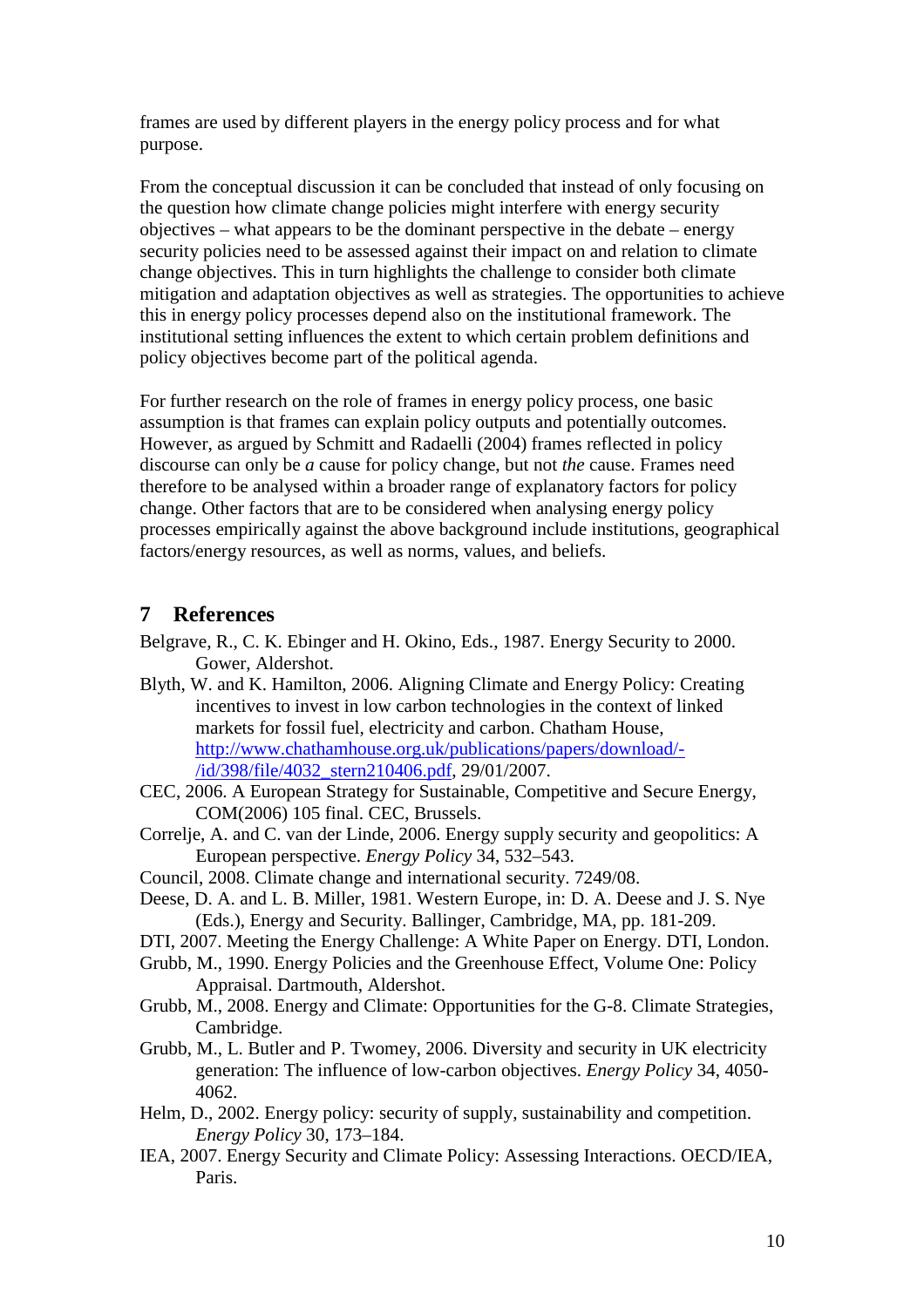frames are used by different players in the energy policy process and for what purpose.

From the conceptual discussion it can be concluded that instead of only focusing on the question how climate change policies might interfere with energy security objectives – what appears to be the dominant perspective in the debate – energy security policies need to be assessed against their impact on and relation to climate change objectives. This in turn highlights the challenge to consider both climate mitigation and adaptation objectives as well as strategies. The opportunities to achieve this in energy policy processes depend also on the institutional framework. The institutional setting influences the extent to which certain problem definitions and policy objectives become part of the political agenda.

For further research on the role of frames in energy policy process, one basic assumption is that frames can explain policy outputs and potentially outcomes. However, as argued by Schmitt and Radaelli (2004) frames reflected in policy discourse can only be *a* cause for policy change, but not *the* cause. Frames need therefore to be analysed within a broader range of explanatory factors for policy change. Other factors that are to be considered when analysing energy policy processes empirically against the above background include institutions, geographical factors/energy resources, as well as norms, values, and beliefs.

## 7 References

Belgrave, R., C. K. Ebinger and H. Okino, Eds., 1987. Energy Security to 2000. Gower, Aldershot.

Blyth, W. and K. Hamilton, 2006. Aligning Climate and Energy Policy: Creating incentives to invest in low carbon technologies in the context of linked markets for fossil fuel, electricity and carbon. Chatham House, http://www.chathamhouse.org.uk/publications/papers/download/-/id/398/file/4032_stern210406.pdf, 29/01/2007.

CEC, 2006. A European Strategy for Sustainable, Competitive and Secure Energy, COM(2006) 105 final. CEC, Brussels.

Correlje, A. and C. van der Linde, 2006. Energy supply security and geopolitics: A European perspective. *Energy Policy* 34, 532–543.

Council, 2008. Climate change and international security. 7249/08.

Deese, D. A. and L. B. Miller, 1981. Western Europe, in: D. A. Deese and J. S. Nye (Eds.), Energy and Security. Ballinger, Cambridge, MA, pp. 181-209.

DTI, 2007. Meeting the Energy Challenge: A White Paper on Energy. DTI, London.

Grubb, M., 1990. Energy Policies and the Greenhouse Effect, Volume One: Policy Appraisal. Dartmouth, Aldershot.

Grubb, M., 2008. Energy and Climate: Opportunities for the G-8. Climate Strategies, Cambridge.

Grubb, M., L. Butler and P. Twomey, 2006. Diversity and security in UK electricity generation: The influence of low-carbon objectives. *Energy Policy* 34, 4050-4062.

Helm, D., 2002. Energy policy: security of supply, sustainability and competition. *Energy Policy* 30, 173–184.

IEA, 2007. Energy Security and Climate Policy: Assessing Interactions. OECD/IEA, Paris.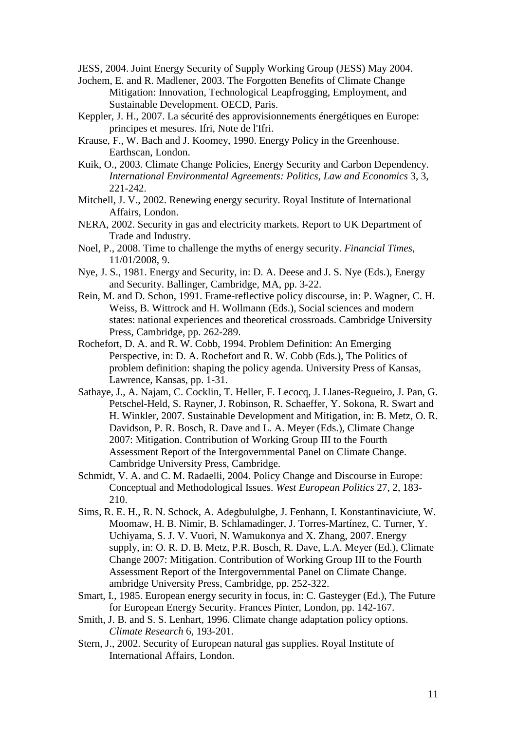JESS, 2004. Joint Energy Security of Supply Working Group (JESS) May 2004.

Jochem, E. and R. Madlener, 2003. The Forgotten Benefits of Climate Change Mitigation: Innovation, Technological Leapfrogging, Employment, and Sustainable Development. OECD, Paris.

Keppler, J. H., 2007. La sécurité des approvisionnements énergétiques en Europe: principes et mesures. Ifri, Note de l'Ifri.

Krause, F., W. Bach and J. Koomey, 1990. Energy Policy in the Greenhouse. Earthscan, London.

Kuik, O., 2003. Climate Change Policies, Energy Security and Carbon Dependency. *International Environmental Agreements: Politics, Law and Economics* 3, 3, 221-242.

Mitchell, J. V., 2002. Renewing energy security. Royal Institute of International Affairs, London.

NERA, 2002. Security in gas and electricity markets. Report to UK Department of Trade and Industry.

Noel, P., 2008. Time to challenge the myths of energy security. *Financial Times*, 11/01/2008, 9.

Nye, J. S., 1981. Energy and Security, in: D. A. Deese and J. S. Nye (Eds.), Energy and Security. Ballinger, Cambridge, MA, pp. 3-22.

Rein, M. and D. Schon, 1991. Frame-reflective policy discourse, in: P. Wagner, C. H. Weiss, B. Wittrock and H. Wollmann (Eds.), Social sciences and modern states: national experiences and theoretical crossroads. Cambridge University Press, Cambridge, pp. 262-289.

Rochefort, D. A. and R. W. Cobb, 1994. Problem Definition: An Emerging Perspective, in: D. A. Rochefort and R. W. Cobb (Eds.), The Politics of problem definition: shaping the policy agenda. University Press of Kansas, Lawrence, Kansas, pp. 1-31.

Sathaye, J., A. Najam, C. Cocklin, T. Heller, F. Lecocq, J. Llanes-Regueiro, J. Pan, G. Petschel-Held, S. Rayner, J. Robinson, R. Schaeffer, Y. Sokona, R. Swart and H. Winkler, 2007. Sustainable Development and Mitigation, in: B. Metz, O. R. Davidson, P. R. Bosch, R. Dave and L. A. Meyer (Eds.), Climate Change 2007: Mitigation. Contribution of Working Group III to the Fourth Assessment Report of the Intergovernmental Panel on Climate Change. Cambridge University Press, Cambridge.

Schmidt, V. A. and C. M. Radaelli, 2004. Policy Change and Discourse in Europe: Conceptual and Methodological Issues. *West European Politics* 27, 2, 183-210.

Sims, R. E. H., R. N. Schock, A. Adegbululgbe, J. Fenhann, I. Konstantinaviciute, W. Moomaw, H. B. Nimir, B. Schlamadinger, J. Torres-Martínez, C. Turner, Y. Uchiyama, S. J. V. Vuori, N. Wamukonya and X. Zhang, 2007. Energy supply, in: O. R. D. B. Metz, P.R. Bosch, R. Dave, L.A. Meyer (Ed.), Climate Change 2007: Mitigation. Contribution of Working Group III to the Fourth Assessment Report of the Intergovernmental Panel on Climate Change. ambridge University Press, Cambridge, pp. 252-322.

Smart, I., 1985. European energy security in focus, in: C. Gasteyger (Ed.), The Future for European Energy Security. Frances Pinter, London, pp. 142-167.

Smith, J. B. and S. S. Lenhart, 1996. Climate change adaptation policy options. *Climate Research* 6, 193-201.

Stern, J., 2002. Security of European natural gas supplies. Royal Institute of International Affairs, London.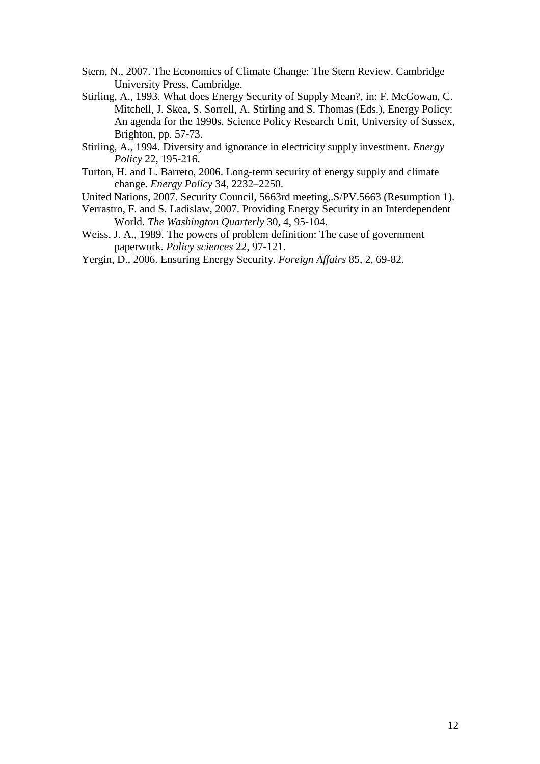Stern, N., 2007. The Economics of Climate Change: The Stern Review. Cambridge University Press, Cambridge.

Stirling, A., 1993. What does Energy Security of Supply Mean?, in: F. McGowan, C. Mitchell, J. Skea, S. Sorrell, A. Stirling and S. Thomas (Eds.), Energy Policy: An agenda for the 1990s. Science Policy Research Unit, University of Sussex, Brighton, pp. 57-73.

Stirling, A., 1994. Diversity and ignorance in electricity supply investment. *Energy Policy* 22, 195-216.

Turton, H. and L. Barreto, 2006. Long-term security of energy supply and climate change. *Energy Policy* 34, 2232–2250.

United Nations, 2007. Security Council, 5663rd meeting,.S/PV.5663 (Resumption 1).

Verrastro, F. and S. Ladislaw, 2007. Providing Energy Security in an Interdependent World. *The Washington Quarterly* 30, 4, 95-104.

Weiss, J. A., 1989. The powers of problem definition: The case of government paperwork. *Policy sciences* 22, 97-121.

Yergin, D., 2006. Ensuring Energy Security. *Foreign Affairs* 85, 2, 69-82.